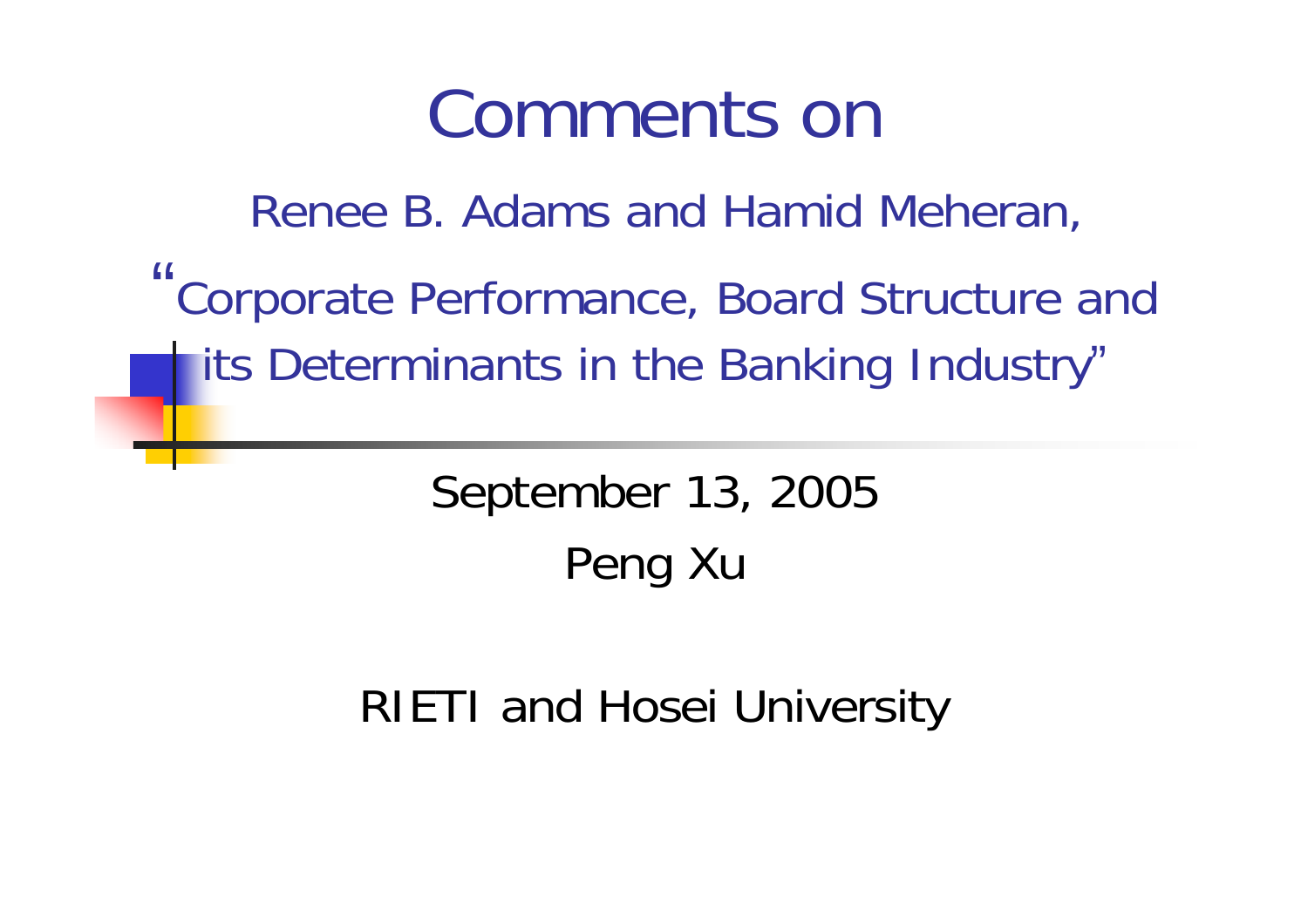# Comments on

## Renee B. Adams and Hamid Meheran,

## "Corporate Performance, Board Structure and its Determinants in the Banking Industry"

September 13, 2005

Peng Xu

RIETI and Hosei University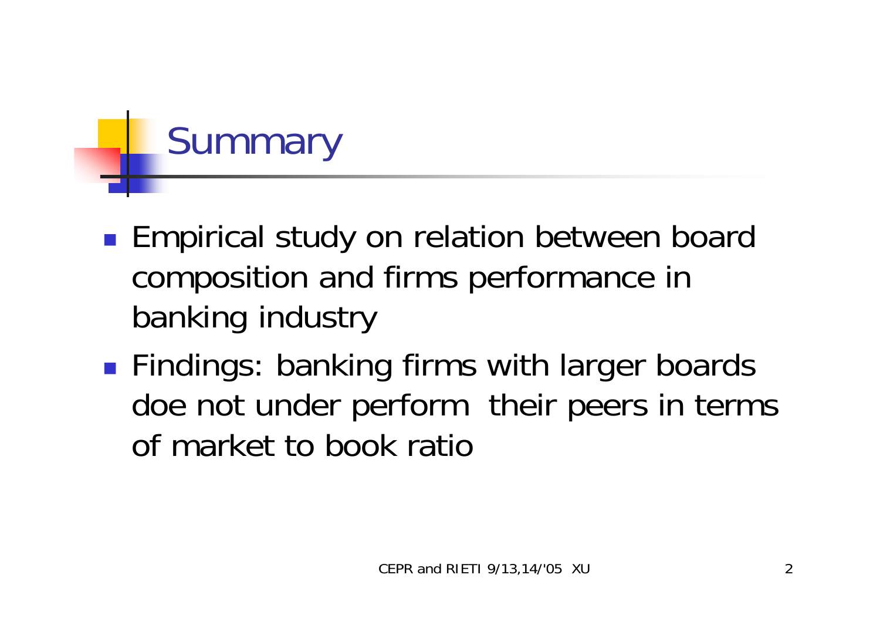# Summary

- Empirical study on relation between board composition and firms performance in banking industry
- Findings: banking firms with larger boards doe not under perform their peers in terms of market to book ratio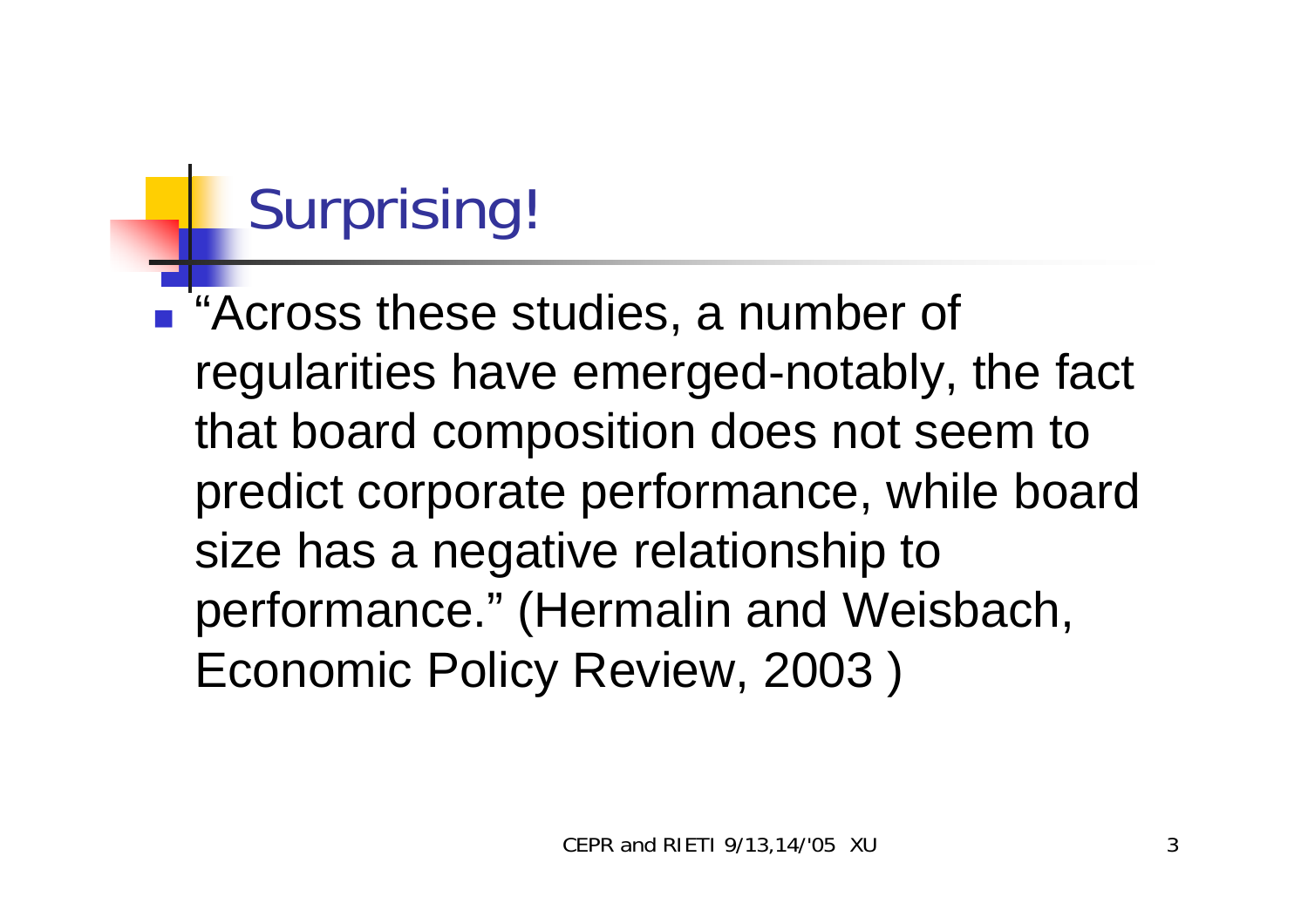# Surprising!

- "Across these studies, a number of regularities have emerged-notably, the fact that board composition does not seem to predict corporate performance, while board size has a negative relationship to performance." (Hermalin and Weisbach, Economic Policy Review, 2003 )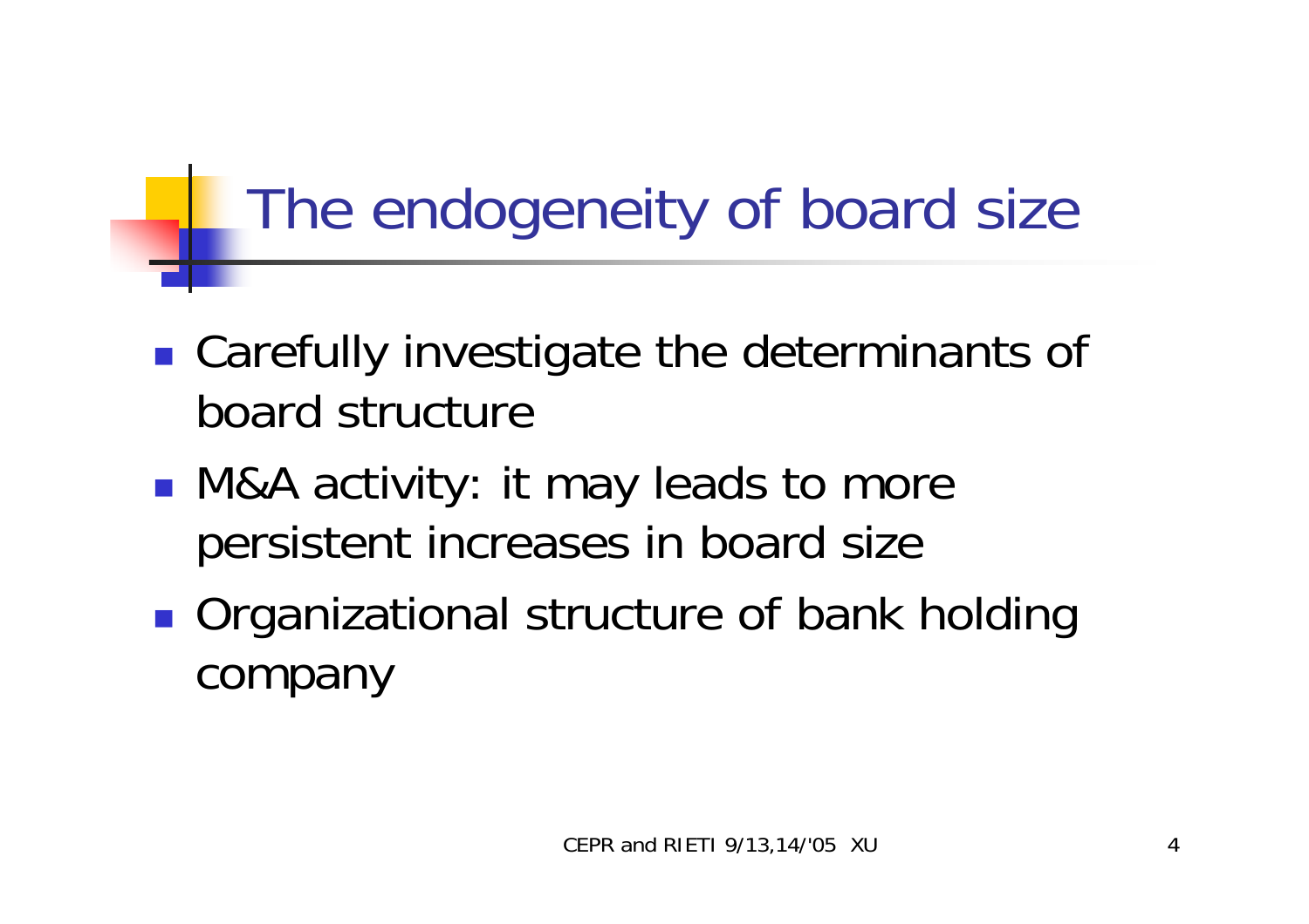# The endogeneity of board size

- Carefully investigate the determinants of board structure
- M&A activity: it may leads to more persistent increases in board size
- Organizational structure of bank holding company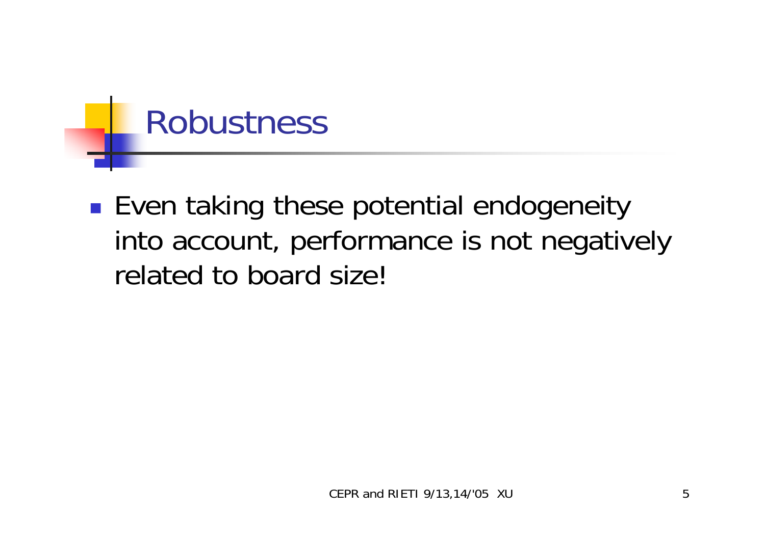# Robustness

- Even taking these potential endogeneity into account, performance is not negatively related to board size!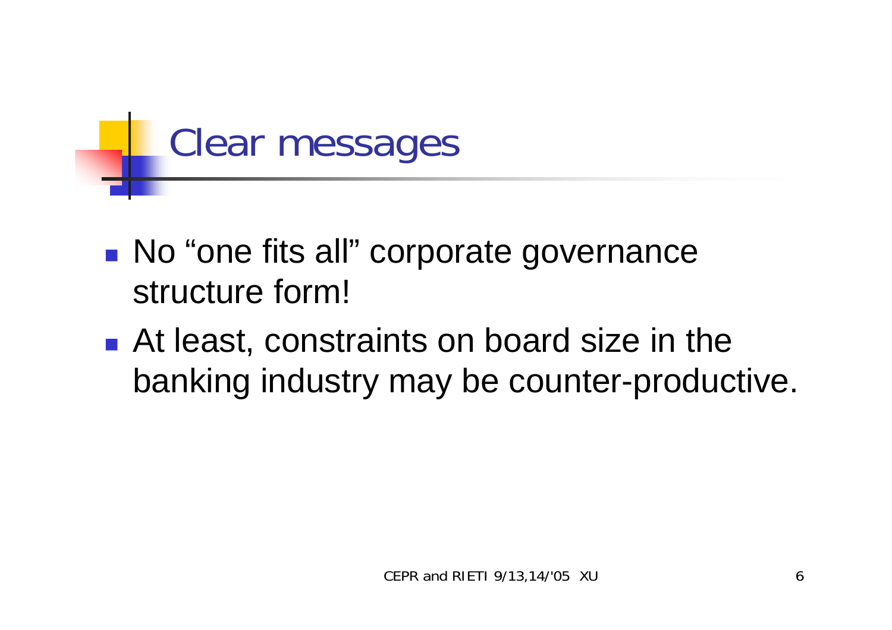# Clear messages

- No "one fits all" corporate governance structure form!
- At least, constraints on board size in the banking industry may be counter-productive.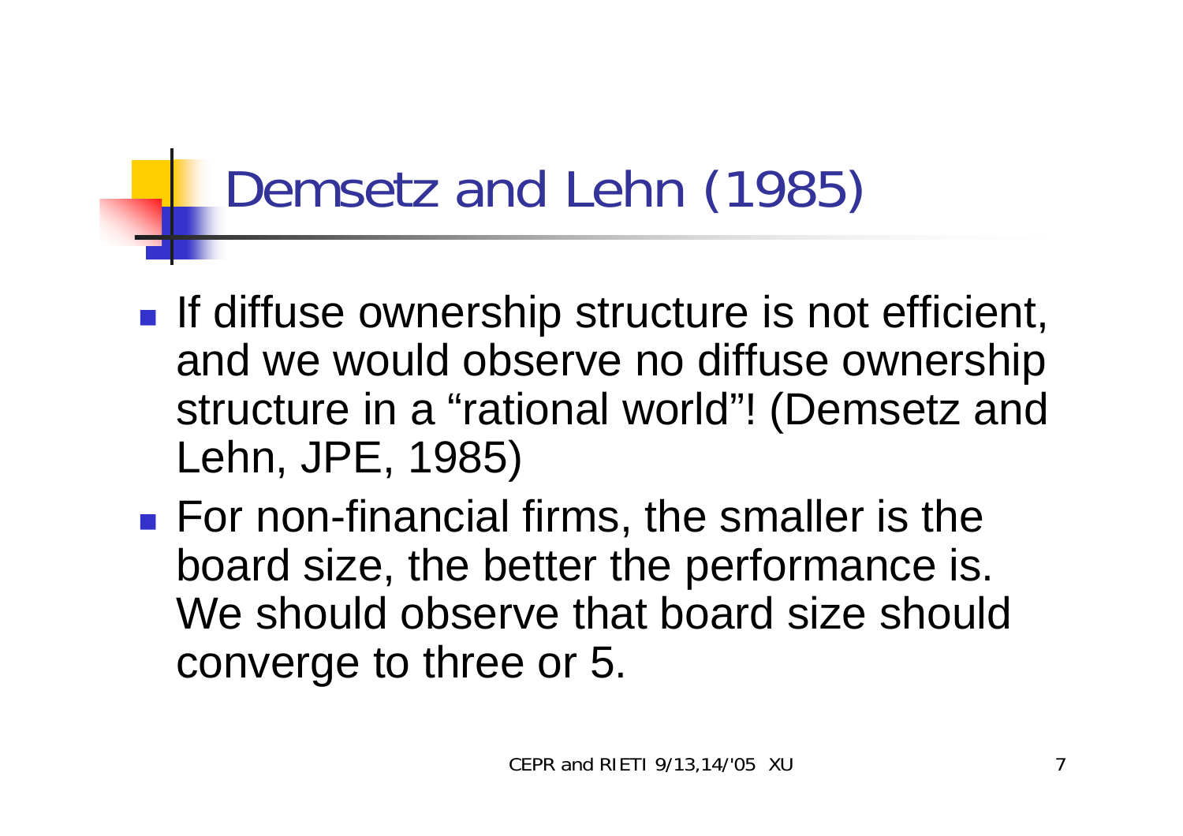# Demsetz and Lehn (1985)

- If diffuse ownership structure is not efficient, and we would observe no diffuse ownership structure in a “rational world”! (Demsetz and Lehn, JPE, 1985)
- For non-financial firms, the smaller is the board size, the better the performance is. We should observe that board size should converge to three or 5.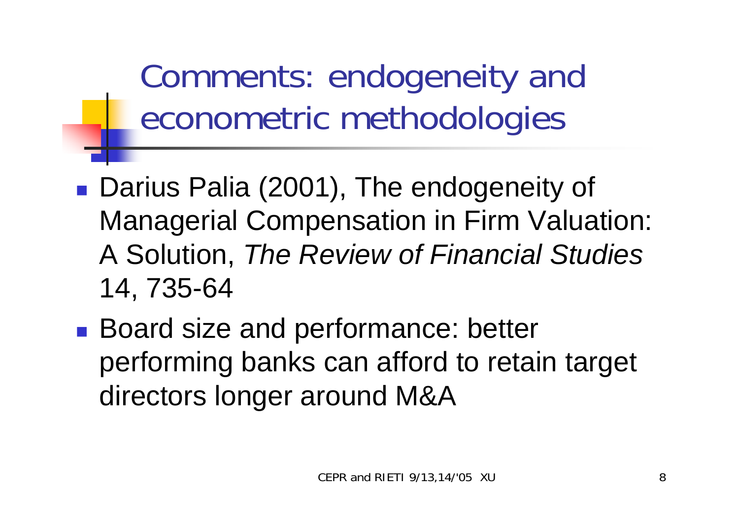# Comments: endogeneity and econometric methodologies

- Darius Palia (2001), The endogeneity of Managerial Compensation in Firm Valuation: A Solution, *The Review of Financial Studies* 14, 735-64
- Board size and performance: better performing banks can afford to retain target directors longer around M&A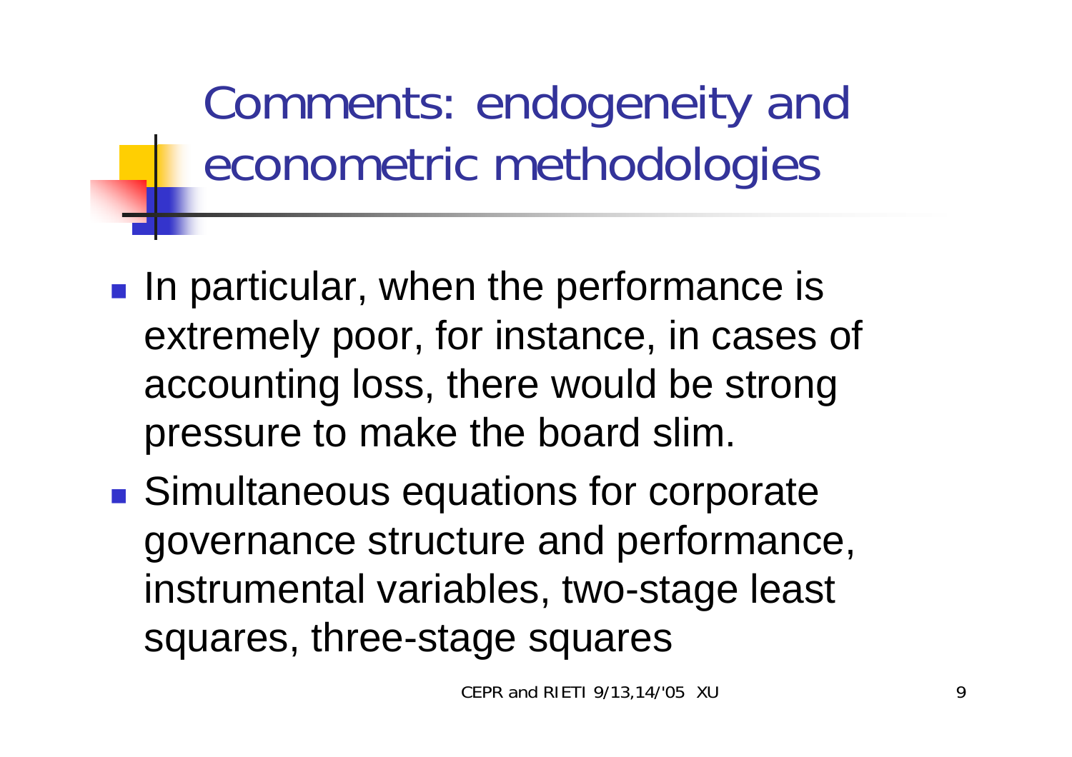# Comments: endogeneity and econometric methodologies

- In particular, when the performance is extremely poor, for instance, in cases of accounting loss, there would be strong pressure to make the board slim.
- Simultaneous equations for corporate governance structure and performance, instrumental variables, two-stage least squares, three-stage squares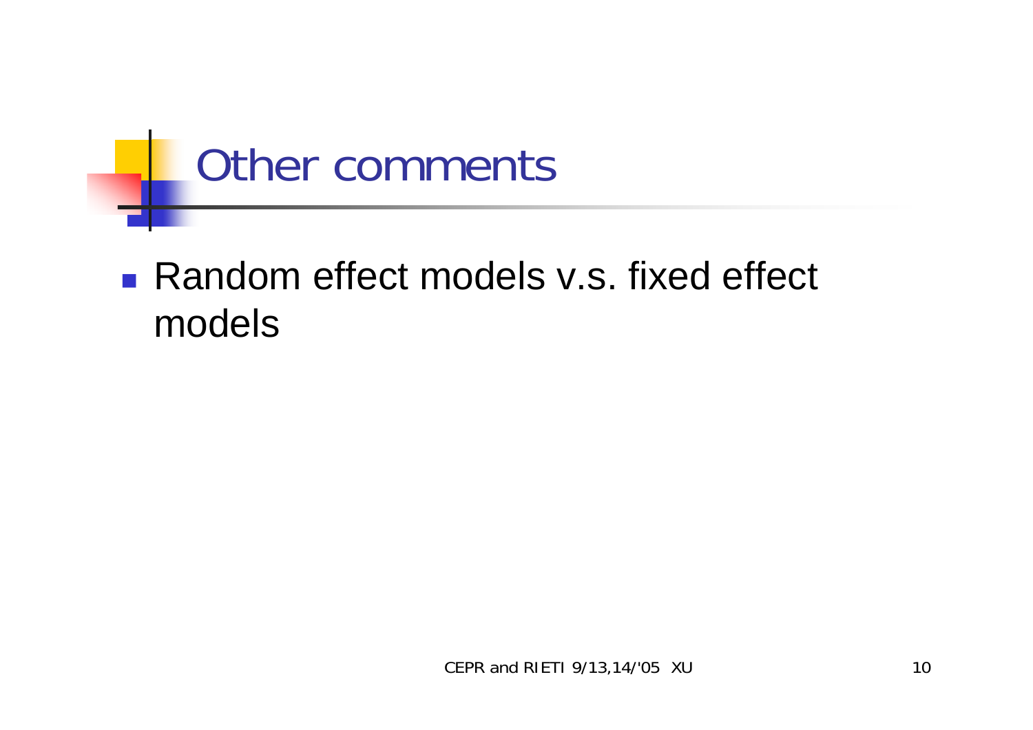# Other comments

- Random effect models v.s. fixed effect models